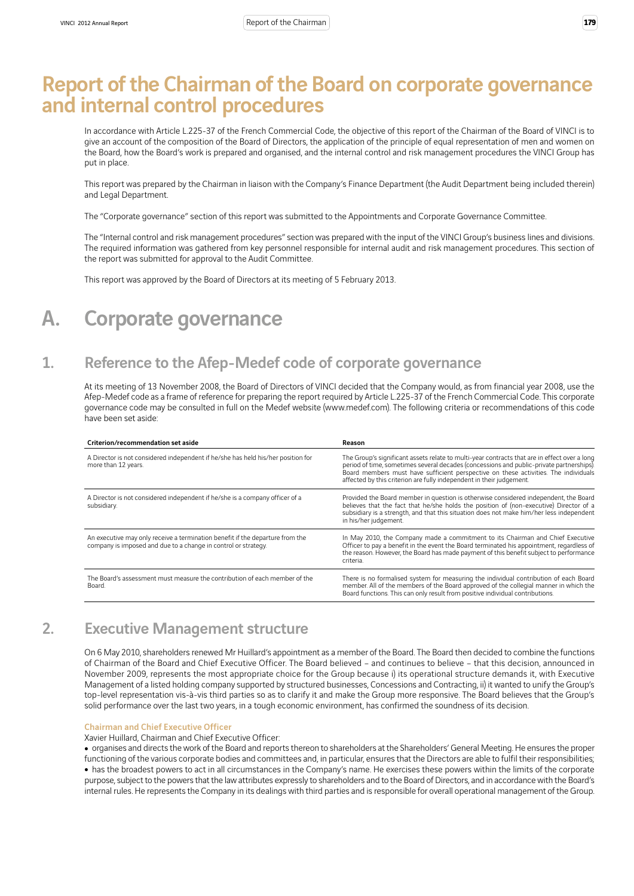# Report of the Chairman of the Board on corporate governance and internal control procedures

In accordance with Article L.225-37 of the French Commercial Code, the objective of this report of the Chairman of the Board of VINCI is to give an account of the composition of the Board of Directors, the application of the principle of equal representation of men and women on the Board, how the Board's work is prepared and organised, and the internal control and risk management procedures the VINCI Group has put in place.

This report was prepared by the Chairman in liaison with the Company's Finance Department (the Audit Department being included therein) and Legal Department.

The "Corporate governance" section of this report was submitted to the Appointments and Corporate Governance Committee.

The "Internal control and risk management procedures" section was prepared with the input of the VINCI Group's business lines and divisions. The required information was gathered from key personnel responsible for internal audit and risk management procedures. This section of the report was submitted for approval to the Audit Committee.

This report was approved by the Board of Directors at its meeting of 5 February 2013.

# A. Corporate governance

## 1. Reference to the Afep-Medef code of corporate governance

At its meeting of 13 November 2008, the Board of Directors of VINCI decided that the Company would, as from financial year 2008, use the Afep-Medef code as a frame of reference for preparing the report required by Article L.225-37 of the French Commercial Code. This corporate governance code may be consulted in full on the Medef website (www.medef.com). The following criteria or recommendations of this code have been set aside:

| Criterion/recommendation set aside | Reason |
|---|---|
| A Director is not considered independent if he/she has held his/her position for more than 12 years. | The Group's significant assets relate to multi-year contracts that are in effect over a long period of time, sometimes several decades (concessions and public-private partnerships). Board members must have sufficient perspective on these activities. The individuals affected by this criterion are fully independent in their judgement. |
| A Director is not considered independent if he/she is a company officer of a subsidiary. | Provided the Board member in question is otherwise considered independent, the Board believes that the fact that he/she holds the position of (non-executive) Director of a subsidiary is a strength, and that this situation does not make him/her less independent in his/her judgement. |
| An executive may only receive a termination benefit if the departure from the company is imposed and due to a change in control or strategy. | In May 2010, the Company made a commitment to its Chairman and Chief Executive Officer to pay a benefit in the event the Board terminated his appointment, regardless of the reason. However, the Board has made payment of this benefit subject to performance criteria. |
| The Board's assessment must measure the contribution of each member of the Board. | There is no formalised system for measuring the individual contribution of each Board member. All of the members of the Board approved of the collegial manner in which the Board functions. This can only result from positive individual contributions. |

## 2. Executive Management structure

On 6 May 2010, shareholders renewed Mr Huillard's appointment as a member of the Board. The Board then decided to combine the functions of Chairman of the Board and Chief Executive Officer. The Board believed – and continues to believe – that this decision, announced in November 2009, represents the most appropriate choice for the Group because i) its operational structure demands it, with Executive Management of a listed holding company supported by structured businesses, Concessions and Contracting, ii) it wanted to unify the Group's top-level representation vis-à-vis third parties so as to clarify it and make the Group more responsive. The Board believes that the Group's solid performance over the last two years, in a tough economic environment, has confirmed the soundness of its decision.

### Chairman and Chief Executive Officer

Xavier Huillard, Chairman and Chief Executive Officer:

- organises and directs the work of the Board and reports thereon to shareholders at the Shareholders' General Meeting. He ensures the proper functioning of the various corporate bodies and committees and, in particular, ensures that the Directors are able to fulfil their responsibilities;
- has the broadest powers to act in all circumstances in the Company's name. He exercises these powers within the limits of the corporate purpose, subject to the powers that the law attributes expressly to shareholders and to the Board of Directors, and in accordance with the Board's internal rules. He represents the Company in its dealings with third parties and is responsible for overall operational management of the Group.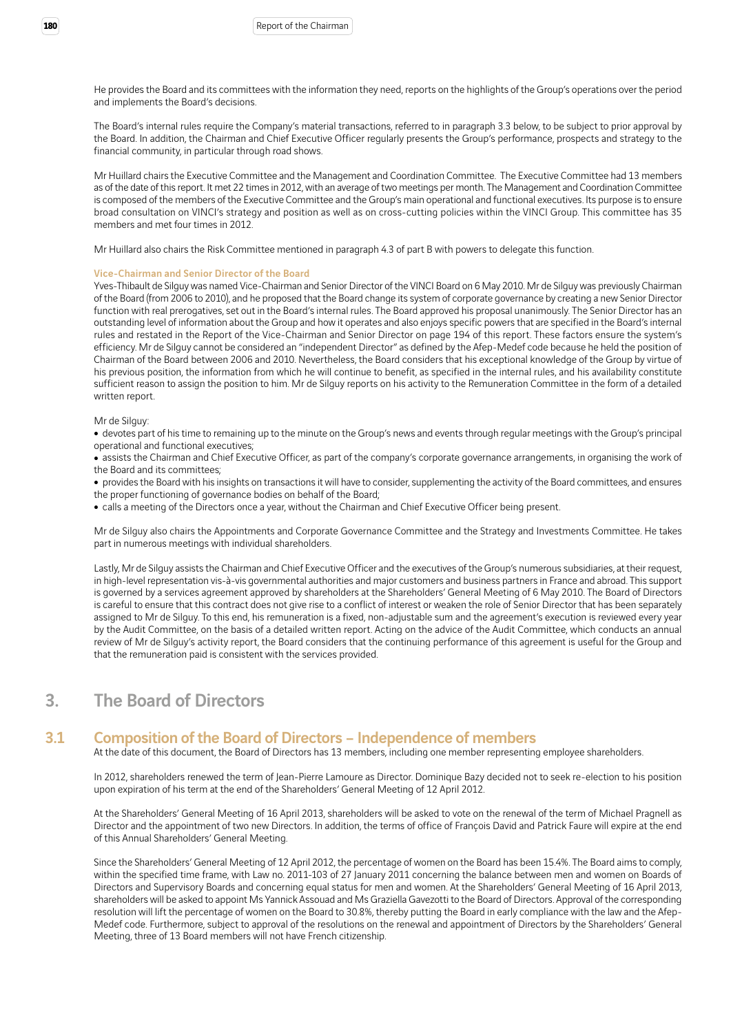He provides the Board and its committees with the information they need, reports on the highlights of the Group's operations over the period and implements the Board's decisions.

The Board's internal rules require the Company's material transactions, referred to in paragraph 3.3 below, to be subject to prior approval by the Board. In addition, the Chairman and Chief Executive Officer regularly presents the Group's performance, prospects and strategy to the financial community, in particular through road shows.

Mr Huillard chairs the Executive Committee and the Management and Coordination Committee. The Executive Committee had 13 members as of the date of this report. It met 22 times in 2012, with an average of two meetings per month. The Management and Coordination Committee is composed of the members of the Executive Committee and the Group's main operational and functional executives. Its purpose is to ensure broad consultation on VINCI's strategy and position as well as on cross-cutting policies within the VINCI Group. This committee has 35 members and met four times in 2012.

Mr Huillard also chairs the Risk Committee mentioned in paragraph 4.3 of part B with powers to delegate this function.

#### Vice-Chairman and Senior Director of the Board

Yves-Thibault de Silguy was named Vice-Chairman and Senior Director of the VINCI Board on 6 May 2010. Mr de Silguy was previously Chairman of the Board (from 2006 to 2010), and he proposed that the Board change its system of corporate governance by creating a new Senior Director function with real prerogatives, set out in the Board's internal rules. The Board approved his proposal unanimously. The Senior Director has an outstanding level of information about the Group and how it operates and also enjoys specific powers that are specified in the Board's internal rules and restated in the Report of the Vice-Chairman and Senior Director on page 194 of this report. These factors ensure the system's efficiency. Mr de Silguy cannot be considered an "independent Director" as defined by the Afep-Medef code because he held the position of Chairman of the Board between 2006 and 2010. Nevertheless, the Board considers that his exceptional knowledge of the Group by virtue of his previous position, the information from which he will continue to benefit, as specified in the internal rules, and his availability constitute sufficient reason to assign the position to him. Mr de Silguy reports on his activity to the Remuneration Committee in the form of a detailed written report.

Mr de Silguy:

- devotes part of his time to remaining up to the minute on the Group's news and events through regular meetings with the Group's principal operational and functional executives;
- assists the Chairman and Chief Executive Officer, as part of the company's corporate governance arrangements, in organising the work of the Board and its committees;
- provides the Board with his insights on transactions it will have to consider, supplementing the activity of the Board committees, and ensures the proper functioning of governance bodies on behalf of the Board;
- calls a meeting of the Directors once a year, without the Chairman and Chief Executive Officer being present.

Mr de Silguy also chairs the Appointments and Corporate Governance Committee and the Strategy and Investments Committee. He takes part in numerous meetings with individual shareholders.

Lastly, Mr de Silguy assists the Chairman and Chief Executive Officer and the executives of the Group's numerous subsidiaries, at their request, in high-level representation vis-à-vis governmental authorities and major customers and business partners in France and abroad. This support is governed by a services agreement approved by shareholders at the Shareholders' General Meeting of 6 May 2010. The Board of Directors is careful to ensure that this contract does not give rise to a conflict of interest or weaken the role of Senior Director that has been separately assigned to Mr de Silguy. To this end, his remuneration is a fixed, non-adjustable sum and the agreement's execution is reviewed every year by the Audit Committee, on the basis of a detailed written report. Acting on the advice of the Audit Committee, which conducts an annual review of Mr de Silguy's activity report, the Board considers that the continuing performance of this agreement is useful for the Group and that the remuneration paid is consistent with the services provided.

# 3. The Board of Directors

## 3.1 Composition of the Board of Directors – Independence of members

At the date of this document, the Board of Directors has 13 members, including one member representing employee shareholders.

In 2012, shareholders renewed the term of Jean-Pierre Lamoure as Director. Dominique Bazy decided not to seek re-election to his position upon expiration of his term at the end of the Shareholders' General Meeting of 12 April 2012.

At the Shareholders' General Meeting of 16 April 2013, shareholders will be asked to vote on the renewal of the term of Michael Pragnell as Director and the appointment of two new Directors. In addition, the terms of office of François David and Patrick Faure will expire at the end of this Annual Shareholders' General Meeting.

Since the Shareholders' General Meeting of 12 April 2012, the percentage of women on the Board has been 15.4%. The Board aims to comply, within the specified time frame, with Law no. 2011-103 of 27 January 2011 concerning the balance between men and women on Boards of Directors and Supervisory Boards and concerning equal status for men and women. At the Shareholders' General Meeting of 16 April 2013, shareholders will be asked to appoint Ms Yannick Assouad and Ms Graziella Gavezotti to the Board of Directors. Approval of the corresponding resolution will lift the percentage of women on the Board to 30.8%, thereby putting the Board in early compliance with the law and the Afep-Medef code. Furthermore, subject to approval of the resolutions on the renewal and appointment of Directors by the Shareholders' General Meeting, three of 13 Board members will not have French citizenship.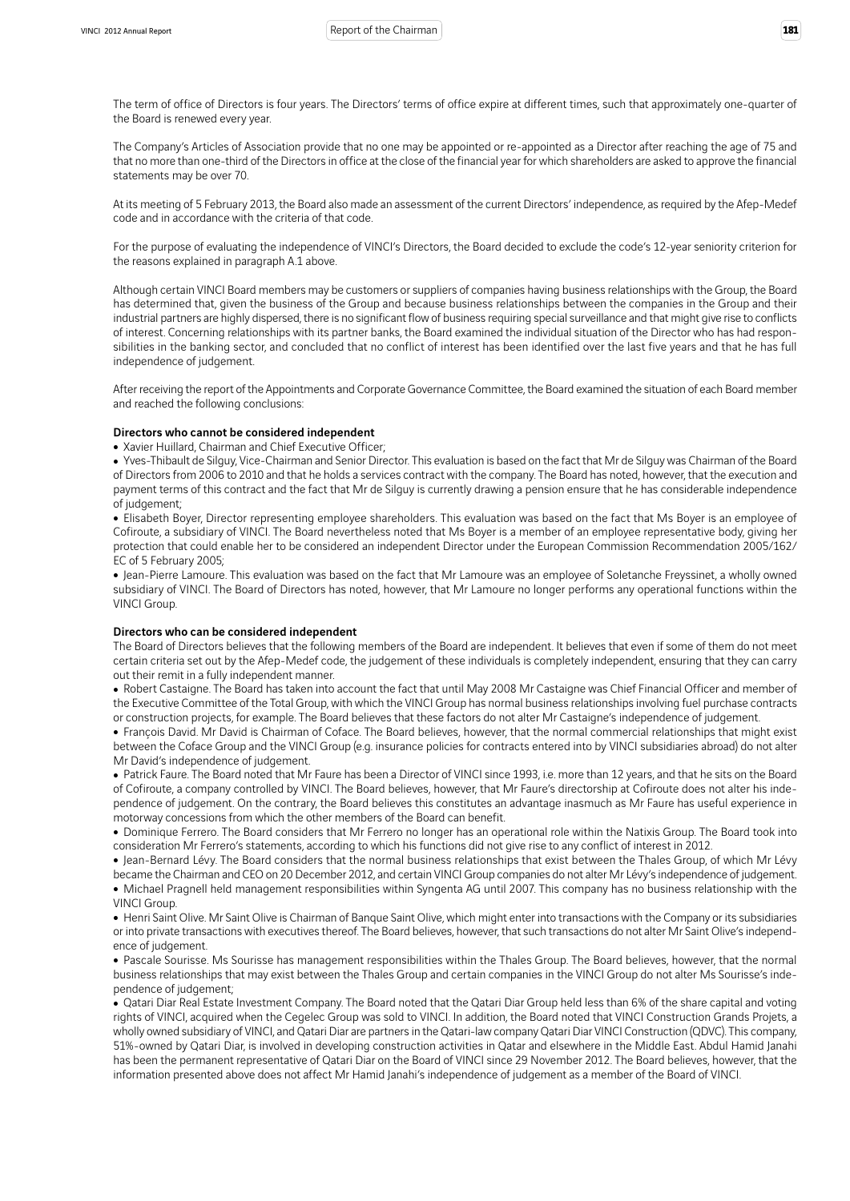The term of office of Directors is four years. The Directors' terms of office expire at different times, such that approximately one-quarter of the Board is renewed every year.

The Company's Articles of Association provide that no one may be appointed or re-appointed as a Director after reaching the age of 75 and that no more than one-third of the Directors in office at the close of the financial year for which shareholders are asked to approve the financial statements may be over 70.

At its meeting of 5 February 2013, the Board also made an assessment of the current Directors' independence, as required by the Afep-Medef code and in accordance with the criteria of that code.

For the purpose of evaluating the independence of VINCI's Directors, the Board decided to exclude the code's 12-year seniority criterion for the reasons explained in paragraph A.1 above.

Although certain VINCI Board members may be customers or suppliers of companies having business relationships with the Group, the Board has determined that, given the business of the Group and because business relationships between the companies in the Group and their industrial partners are highly dispersed, there is no significant flow of business requiring special surveillance and that might give rise to conflicts of interest. Concerning relationships with its partner banks, the Board examined the individual situation of the Director who has had responsibilities in the banking sector, and concluded that no conflict of interest has been identified over the last five years and that he has full independence of judgement.

After receiving the report of the Appointments and Corporate Governance Committee, the Board examined the situation of each Board member and reached the following conclusions:

**Directors who cannot be considered independent**

- Xavier Huillard, Chairman and Chief Executive Officer;
- Yves-Thibault de Silguy, Vice-Chairman and Senior Director. This evaluation is based on the fact that Mr de Silguy was Chairman of the Board of Directors from 2006 to 2010 and that he holds a services contract with the company. The Board has noted, however, that the execution and payment terms of this contract and the fact that Mr de Silguy is currently drawing a pension ensure that he has considerable independence of judgement;
- Elisabeth Boyer, Director representing employee shareholders. This evaluation was based on the fact that Ms Boyer is an employee of Cofiroute, a subsidiary of VINCI. The Board nevertheless noted that Ms Boyer is a member of an employee representative body, giving her protection that could enable her to be considered an independent Director under the European Commission Recommendation 2005/162/EC of 5 February 2005;
- Jean-Pierre Lamoure. This evaluation was based on the fact that Mr Lamoure was an employee of Soletanche Freyssinet, a wholly owned subsidiary of VINCI. The Board of Directors has noted, however, that Mr Lamoure no longer performs any operational functions within the VINCI Group.

**Directors who can be considered independent**

The Board of Directors believes that the following members of the Board are independent. It believes that even if some of them do not meet certain criteria set out by the Afep-Medef code, the judgement of these individuals is completely independent, ensuring that they can carry out their remit in a fully independent manner.

- Robert Castaigne. The Board has taken into account the fact that until May 2008 Mr Castaigne was Chief Financial Officer and member of the Executive Committee of the Total Group, with which the VINCI Group has normal business relationships involving fuel purchase contracts or construction projects, for example. The Board believes that these factors do not alter Mr Castaigne's independence of judgement.
- François David. Mr David is Chairman of Coface. The Board believes, however, that the normal commercial relationships that might exist between the Coface Group and the VINCI Group (e.g. insurance policies for contracts entered into by VINCI subsidiaries abroad) do not alter Mr David's independence of judgement.
- Patrick Faure. The Board noted that Mr Faure has been a Director of VINCI since 1993, i.e. more than 12 years, and that he sits on the Board of Cofiroute, a company controlled by VINCI. The Board believes, however, that Mr Faure's directorship at Cofiroute does not alter his independence of judgement. On the contrary, the Board believes this constitutes an advantage inasmuch as Mr Faure has useful experience in motorway concessions from which the other members of the Board can benefit.
- Dominique Ferrero. The Board considers that Mr Ferrero no longer has an operational role within the Natixis Group. The Board took into consideration Mr Ferrero's statements, according to which his functions did not give rise to any conflict of interest in 2012.
- Jean-Bernard Lévy. The Board considers that the normal business relationships that exist between the Thales Group, of which Mr Lévy became the Chairman and CEO on 20 December 2012, and certain VINCI Group companies do not alter Mr Lévy's independence of judgement.
- Michael Pragnell held management responsibilities within Syngenta AG until 2007. This company has no business relationship with the VINCI Group.
- Henri Saint Olive. Mr Saint Olive is Chairman of Banque Saint Olive, which might enter into transactions with the Company or its subsidiaries or into private transactions with executives thereof. The Board believes, however, that such transactions do not alter Mr Saint Olive's independence of judgement.
- Pascale Sourisse. Ms Sourisse has management responsibilities within the Thales Group. The Board believes, however, that the normal business relationships that may exist between the Thales Group and certain companies in the VINCI Group do not alter Ms Sourisse's independence of judgement;
- Qatari Diar Real Estate Investment Company. The Board noted that the Qatari Diar Group held less than 6% of the share capital and voting rights of VINCI, acquired when the Cegelec Group was sold to VINCI. In addition, the Board noted that VINCI Construction Grands Projets, a wholly owned subsidiary of VINCI, and Qatari Diar are partners in the Qatari-law company Qatari Diar VINCI Construction (QDVC). This company, 51%-owned by Qatari Diar, is involved in developing construction activities in Qatar and elsewhere in the Middle East. Abdul Hamid Janahi has been the permanent representative of Qatari Diar on the Board of VINCI since 29 November 2012. The Board believes, however, that the information presented above does not affect Mr Hamid Janahi's independence of judgement as a member of the Board of VINCI.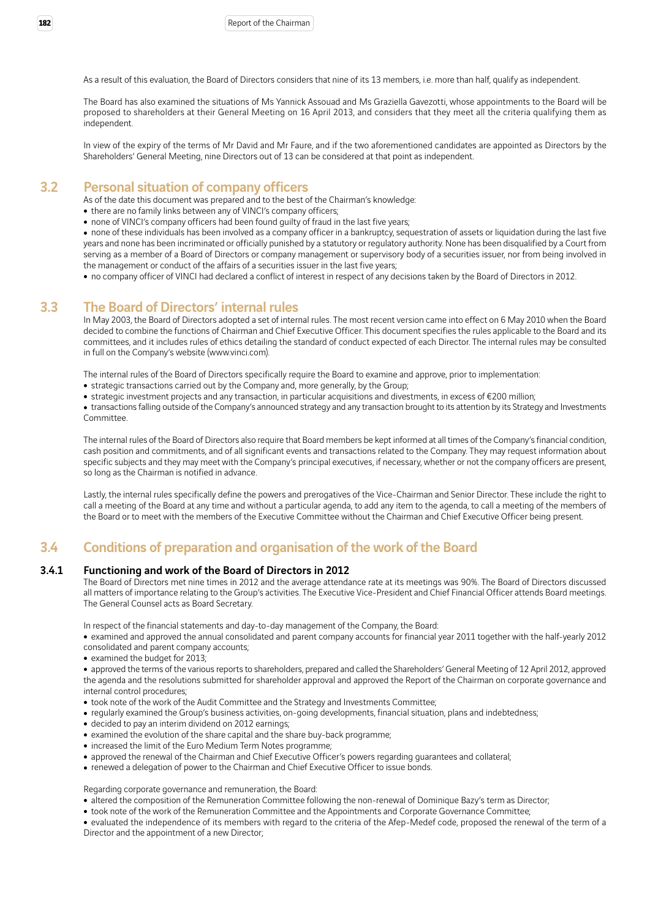As a result of this evaluation, the Board of Directors considers that nine of its 13 members, i.e. more than half, qualify as independent.

The Board has also examined the situations of Ms Yannick Assouad and Ms Graziella Gavezotti, whose appointments to the Board will be proposed to shareholders at their General Meeting on 16 April 2013, and considers that they meet all the criteria qualifying them as independent.

In view of the expiry of the terms of Mr David and Mr Faure, and if the two aforementioned candidates are appointed as Directors by the Shareholders' General Meeting, nine Directors out of 13 can be considered at that point as independent.

## 3.2 Personal situation of company officers

As of the date this document was prepared and to the best of the Chairman's knowledge:

- there are no family links between any of VINCI's company officers;
- none of VINCI's company officers had been found guilty of fraud in the last five years;
- none of these individuals has been involved as a company officer in a bankruptcy, sequestration of assets or liquidation during the last five years and none has been incriminated or officially punished by a statutory or regulatory authority. None has been disqualified by a Court from serving as a member of a Board of Directors or company management or supervisory body of a securities issuer, nor from being involved in the management or conduct of the affairs of a securities issuer in the last five years;
- no company officer of VINCI had declared a conflict of interest in respect of any decisions taken by the Board of Directors in 2012.

## 3.3 The Board of Directors' internal rules

In May 2003, the Board of Directors adopted a set of internal rules. The most recent version came into effect on 6 May 2010 when the Board decided to combine the functions of Chairman and Chief Executive Officer. This document specifies the rules applicable to the Board and its committees, and it includes rules of ethics detailing the standard of conduct expected of each Director. The internal rules may be consulted in full on the Company's website (www.vinci.com).

The internal rules of the Board of Directors specifically require the Board to examine and approve, prior to implementation:

- strategic transactions carried out by the Company and, more generally, by the Group;
- strategic investment projects and any transaction, in particular acquisitions and divestments, in excess of €200 million;
- transactions falling outside of the Company's announced strategy and any transaction brought to its attention by its Strategy and Investments Committee.

The internal rules of the Board of Directors also require that Board members be kept informed at all times of the Company's financial condition, cash position and commitments, and of all significant events and transactions related to the Company. They may request information about specific subjects and they may meet with the Company's principal executives, if necessary, whether or not the company officers are present, so long as the Chairman is notified in advance.

Lastly, the internal rules specifically define the powers and prerogatives of the Vice-Chairman and Senior Director. These include the right to call a meeting of the Board at any time and without a particular agenda, to add any item to the agenda, to call a meeting of the members of the Board or to meet with the members of the Executive Committee without the Chairman and Chief Executive Officer being present.

## 3.4 Conditions of preparation and organisation of the work of the Board

### 3.4.1 Functioning and work of the Board of Directors in 2012

The Board of Directors met nine times in 2012 and the average attendance rate at its meetings was 90%. The Board of Directors discussed all matters of importance relating to the Group's activities. The Executive Vice-President and Chief Financial Officer attends Board meetings. The General Counsel acts as Board Secretary.

In respect of the financial statements and day-to-day management of the Company, the Board:

- examined and approved the annual consolidated and parent company accounts for financial year 2011 together with the half-yearly 2012 consolidated and parent company accounts;
- examined the budget for 2013;
- approved the terms of the various reports to shareholders, prepared and called the Shareholders' General Meeting of 12 April 2012, approved the agenda and the resolutions submitted for shareholder approval and approved the Report of the Chairman on corporate governance and internal control procedures;
- took note of the work of the Audit Committee and the Strategy and Investments Committee;
- regularly examined the Group's business activities, on-going developments, financial situation, plans and indebtedness;
- decided to pay an interim dividend on 2012 earnings;
- examined the evolution of the share capital and the share buy-back programme;
- increased the limit of the Euro Medium Term Notes programme;
- approved the renewal of the Chairman and Chief Executive Officer's powers regarding guarantees and collateral;
- renewed a delegation of power to the Chairman and Chief Executive Officer to issue bonds.

Regarding corporate governance and remuneration, the Board:

- altered the composition of the Remuneration Committee following the non-renewal of Dominique Bazy's term as Director;
- took note of the work of the Remuneration Committee and the Appointments and Corporate Governance Committee;
- evaluated the independence of its members with regard to the criteria of the Afep-Medef code, proposed the renewal of the term of a Director and the appointment of a new Director;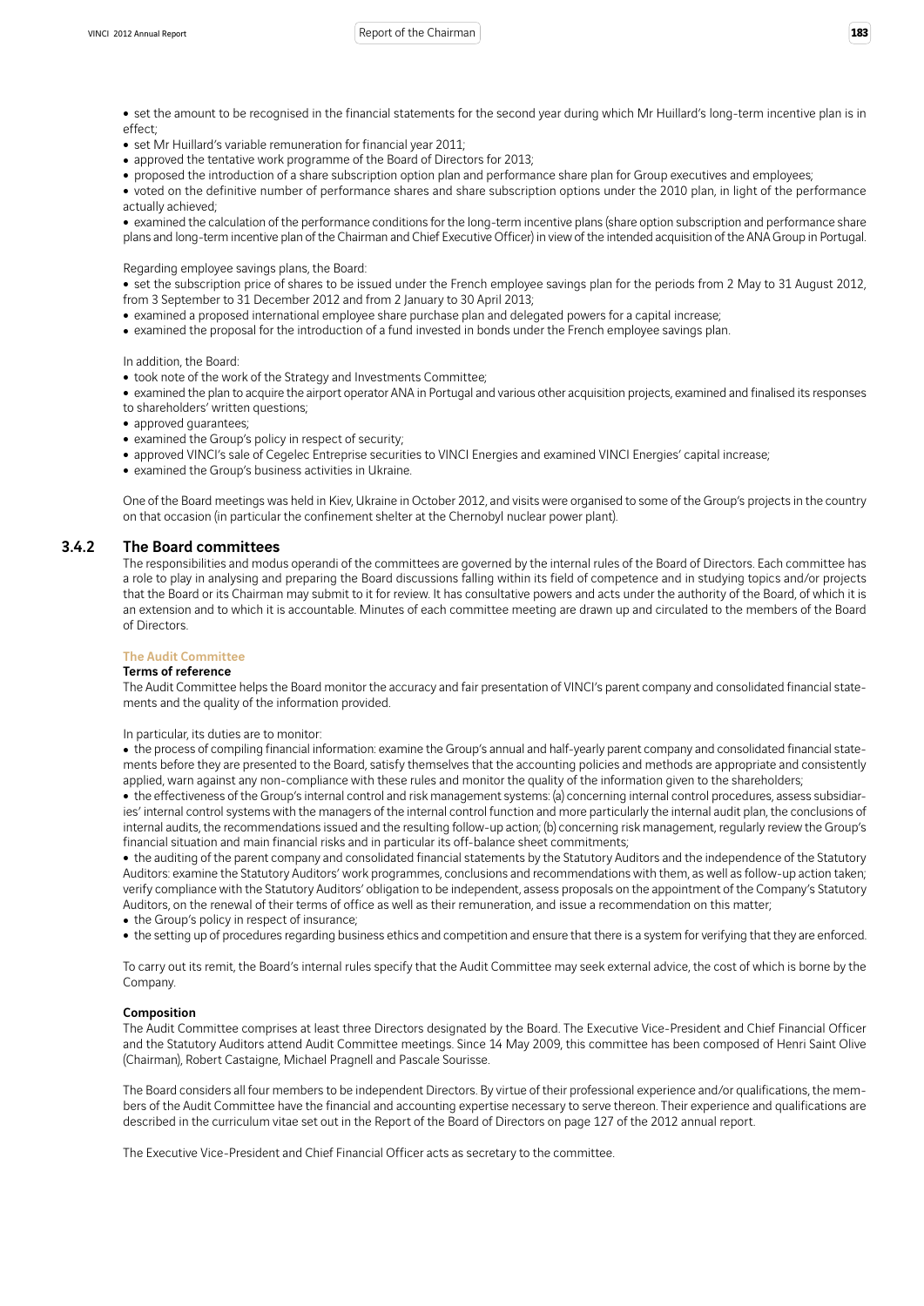- set the amount to be recognised in the financial statements for the second year during which Mr Huillard's long-term incentive plan is in effect;
- set Mr Huillard's variable remuneration for financial year 2011;
- approved the tentative work programme of the Board of Directors for 2013;
- proposed the introduction of a share subscription option plan and performance share plan for Group executives and employees;
- voted on the definitive number of performance shares and share subscription options under the 2010 plan, in light of the performance actually achieved;
- examined the calculation of the performance conditions for the long-term incentive plans (share option subscription and performance share plans and long-term incentive plan of the Chairman and Chief Executive Officer) in view of the intended acquisition of the ANA Group in Portugal.

Regarding employee savings plans, the Board:

- set the subscription price of shares to be issued under the French employee savings plan for the periods from 2 May to 31 August 2012, from 3 September to 31 December 2012 and from 2 January to 30 April 2013;
- examined a proposed international employee share purchase plan and delegated powers for a capital increase;
- examined the proposal for the introduction of a fund invested in bonds under the French employee savings plan.

In addition, the Board:

- took note of the work of the Strategy and Investments Committee;
- examined the plan to acquire the airport operator ANA in Portugal and various other acquisition projects, examined and finalised its responses to shareholders' written questions;
- approved guarantees;
- examined the Group's policy in respect of security;
- approved VINCI's sale of Cegelec Entreprise securities to VINCI Energies and examined VINCI Energies' capital increase;
- examined the Group's business activities in Ukraine.

One of the Board meetings was held in Kiev, Ukraine in October 2012, and visits were organised to some of the Group's projects in the country on that occasion (in particular the confinement shelter at the Chernobyl nuclear power plant).

### 3.4.2 The Board committees

The responsibilities and modus operandi of the committees are governed by the internal rules of the Board of Directors. Each committee has a role to play in analysing and preparing the Board discussions falling within its field of competence and in studying topics and/or projects that the Board or its Chairman may submit to it for review. It has consultative powers and acts under the authority of the Board, of which it is an extension and to which it is accountable. Minutes of each committee meeting are drawn up and circulated to the members of the Board of Directors.

#### The Audit Committee

**Terms of reference**

The Audit Committee helps the Board monitor the accuracy and fair presentation of VINCI's parent company and consolidated financial statements and the quality of the information provided.

In particular, its duties are to monitor:

- the process of compiling financial information: examine the Group's annual and half-yearly parent company and consolidated financial statements before they are presented to the Board, satisfy themselves that the accounting policies and methods are appropriate and consistently applied, warn against any non-compliance with these rules and monitor the quality of the information given to the shareholders;
- the effectiveness of the Group's internal control and risk management systems: (a) concerning internal control procedures, assess subsidiaries' internal control systems with the managers of the internal control function and more particularly the internal audit plan, the conclusions of internal audits, the recommendations issued and the resulting follow-up action; (b) concerning risk management, regularly review the Group's financial situation and main financial risks and in particular its off-balance sheet commitments;
- the auditing of the parent company and consolidated financial statements by the Statutory Auditors and the independence of the Statutory Auditors: examine the Statutory Auditors' work programmes, conclusions and recommendations with them, as well as follow-up action taken; verify compliance with the Statutory Auditors' obligation to be independent, assess proposals on the appointment of the Company's Statutory Auditors, on the renewal of their terms of office as well as their remuneration, and issue a recommendation on this matter;
- the Group's policy in respect of insurance;
- the setting up of procedures regarding business ethics and competition and ensure that there is a system for verifying that they are enforced.

To carry out its remit, the Board's internal rules specify that the Audit Committee may seek external advice, the cost of which is borne by the Company.

**Composition**

The Audit Committee comprises at least three Directors designated by the Board. The Executive Vice-President and Chief Financial Officer and the Statutory Auditors attend Audit Committee meetings. Since 14 May 2009, this committee has been composed of Henri Saint Olive (Chairman), Robert Castaigne, Michael Pragnell and Pascale Sourisse.

The Board considers all four members to be independent Directors. By virtue of their professional experience and/or qualifications, the members of the Audit Committee have the financial and accounting expertise necessary to serve thereon. Their experience and qualifications are described in the curriculum vitae set out in the Report of the Board of Directors on page 127 of the 2012 annual report.

The Executive Vice-President and Chief Financial Officer acts as secretary to the committee.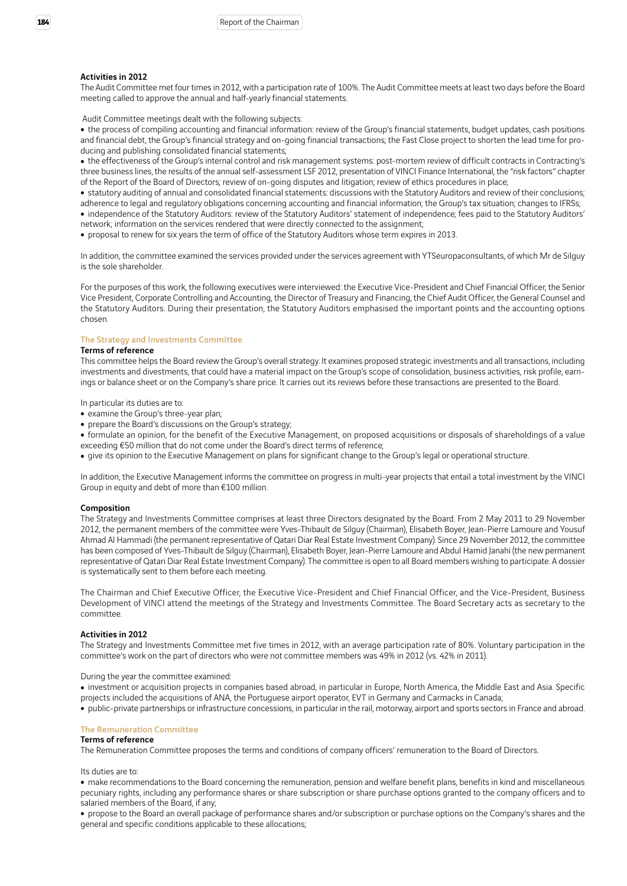**Activities in 2012**

The Audit Committee met four times in 2012, with a participation rate of 100%. The Audit Committee meets at least two days before the Board meeting called to approve the annual and half-yearly financial statements.

Audit Committee meetings dealt with the following subjects:

- the process of compiling accounting and financial information: review of the Group's financial statements, budget updates, cash positions and financial debt, the Group's financial strategy and on-going financial transactions; the Fast Close project to shorten the lead time for producing and publishing consolidated financial statements;
- the effectiveness of the Group's internal control and risk management systems: post-mortem review of difficult contracts in Contracting's three business lines, the results of the annual self-assessment LSF 2012, presentation of VINCI Finance International, the "risk factors" chapter of the Report of the Board of Directors; review of on-going disputes and litigation; review of ethics procedures in place;
- statutory auditing of annual and consolidated financial statements: discussions with the Statutory Auditors and review of their conclusions; adherence to legal and regulatory obligations concerning accounting and financial information; the Group's tax situation; changes to IFRSs;
- independence of the Statutory Auditors: review of the Statutory Auditors' statement of independence; fees paid to the Statutory Auditors' network; information on the services rendered that were directly connected to the assignment;
- proposal to renew for six years the term of office of the Statutory Auditors whose term expires in 2013.

In addition, the committee examined the services provided under the services agreement with YTSeuropaconsultants, of which Mr de Silguy is the sole shareholder.

For the purposes of this work, the following executives were interviewed: the Executive Vice-President and Chief Financial Officer, the Senior Vice President, Corporate Controlling and Accounting, the Director of Treasury and Financing, the Chief Audit Officer, the General Counsel and the Statutory Auditors. During their presentation, the Statutory Auditors emphasised the important points and the accounting options chosen.

### The Strategy and Investments Committee

**Terms of reference**

This committee helps the Board review the Group's overall strategy. It examines proposed strategic investments and all transactions, including investments and divestments, that could have a material impact on the Group's scope of consolidation, business activities, risk profile, earnings or balance sheet or on the Company's share price. It carries out its reviews before these transactions are presented to the Board.

In particular its duties are to:

- examine the Group's three-year plan;
- prepare the Board's discussions on the Group's strategy;
- formulate an opinion, for the benefit of the Executive Management, on proposed acquisitions or disposals of shareholdings of a value exceeding €50 million that do not come under the Board's direct terms of reference;
- give its opinion to the Executive Management on plans for significant change to the Group's legal or operational structure.

In addition, the Executive Management informs the committee on progress in multi-year projects that entail a total investment by the VINCI Group in equity and debt of more than €100 million.

**Composition**

The Strategy and Investments Committee comprises at least three Directors designated by the Board. From 2 May 2011 to 29 November 2012, the permanent members of the committee were Yves-Thibault de Silguy (Chairman), Elisabeth Boyer, Jean-Pierre Lamoure and Yousuf Ahmad Al Hammadi (the permanent representative of Qatari Diar Real Estate Investment Company). Since 29 November 2012, the committee has been composed of Yves-Thibault de Silguy (Chairman), Elisabeth Boyer, Jean-Pierre Lamoure and Abdul Hamid Janahi (the new permanent representative of Qatari Diar Real Estate Investment Company). The committee is open to all Board members wishing to participate. A dossier is systematically sent to them before each meeting.

The Chairman and Chief Executive Officer, the Executive Vice-President and Chief Financial Officer, and the Vice-President, Business Development of VINCI attend the meetings of the Strategy and Investments Committee. The Board Secretary acts as secretary to the committee.

**Activities in 2012**

The Strategy and Investments Committee met five times in 2012, with an average participation rate of 80%. Voluntary participation in the committee's work on the part of directors who were not committee members was 49% in 2012 (vs. 42% in 2011).

During the year the committee examined:

- investment or acquisition projects in companies based abroad, in particular in Europe, North America, the Middle East and Asia. Specific projects included the acquisitions of ANA, the Portuguese airport operator, EVT in Germany and Carmacks in Canada;
- public-private partnerships or infrastructure concessions, in particular in the rail, motorway, airport and sports sectors in France and abroad.

### The Remuneration Committee

**Terms of reference**

The Remuneration Committee proposes the terms and conditions of company officers' remuneration to the Board of Directors.

Its duties are to:

- make recommendations to the Board concerning the remuneration, pension and welfare benefit plans, benefits in kind and miscellaneous pecuniary rights, including any performance shares or share subscription or share purchase options granted to the company officers and to salaried members of the Board, if any;
- propose to the Board an overall package of performance shares and/or subscription or purchase options on the Company's shares and the general and specific conditions applicable to these allocations;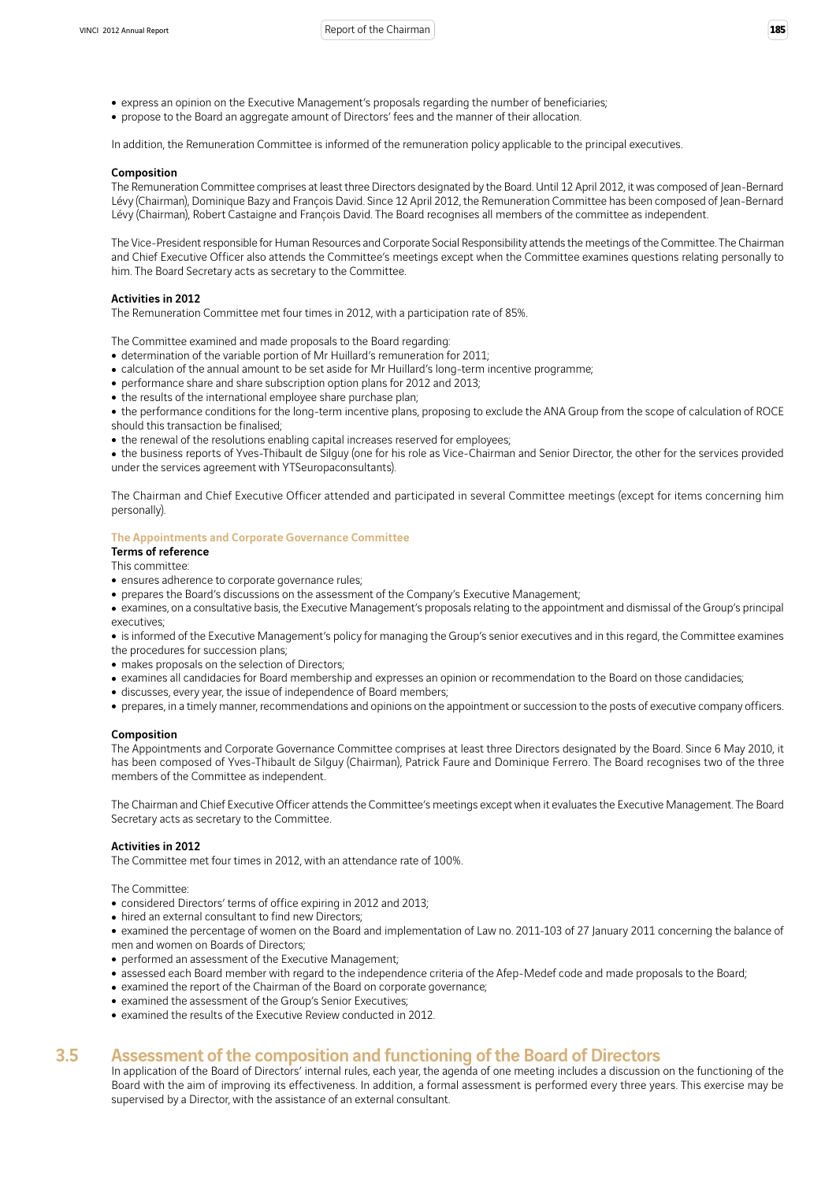- express an opinion on the Executive Management's proposals regarding the number of beneficiaries;
- propose to the Board an aggregate amount of Directors' fees and the manner of their allocation.

In addition, the Remuneration Committee is informed of the remuneration policy applicable to the principal executives.

**Composition**

The Remuneration Committee comprises at least three Directors designated by the Board. Until 12 April 2012, it was composed of Jean-Bernard Lévy (Chairman), Dominique Bazy and François David. Since 12 April 2012, the Remuneration Committee has been composed of Jean-Bernard Lévy (Chairman), Robert Castaigne and François David. The Board recognises all members of the committee as independent.

The Vice-President responsible for Human Resources and Corporate Social Responsibility attends the meetings of the Committee. The Chairman and Chief Executive Officer also attends the Committee's meetings except when the Committee examines questions relating personally to him. The Board Secretary acts as secretary to the Committee.

**Activities in 2012**

The Remuneration Committee met four times in 2012, with a participation rate of 85%.

The Committee examined and made proposals to the Board regarding:

- determination of the variable portion of Mr Huillard's remuneration for 2011;
- calculation of the annual amount to be set aside for Mr Huillard's long-term incentive programme;
- performance share and share subscription option plans for 2012 and 2013;
- the results of the international employee share purchase plan;
- the performance conditions for the long-term incentive plans, proposing to exclude the ANA Group from the scope of calculation of ROCE should this transaction be finalised;
- the renewal of the resolutions enabling capital increases reserved for employees;
- the business reports of Yves-Thibault de Silguy (one for his role as Vice-Chairman and Senior Director, the other for the services provided under the services agreement with YTSeuropaconsultants).

The Chairman and Chief Executive Officer attended and participated in several Committee meetings (except for items concerning him personally).

### The Appointments and Corporate Governance Committee

**Terms of reference**

This committee:

- ensures adherence to corporate governance rules;
- prepares the Board's discussions on the assessment of the Company's Executive Management;
- examines, on a consultative basis, the Executive Management's proposals relating to the appointment and dismissal of the Group's principal executives;
- is informed of the Executive Management's policy for managing the Group's senior executives and in this regard, the Committee examines the procedures for succession plans;
- makes proposals on the selection of Directors;
- examines all candidacies for Board membership and expresses an opinion or recommendation to the Board on those candidacies;
- discusses, every year, the issue of independence of Board members;
- prepares, in a timely manner, recommendations and opinions on the appointment or succession to the posts of executive company officers.

**Composition**

The Appointments and Corporate Governance Committee comprises at least three Directors designated by the Board. Since 6 May 2010, it has been composed of Yves-Thibault de Silguy (Chairman), Patrick Faure and Dominique Ferrero. The Board recognises two of the three members of the Committee as independent.

The Chairman and Chief Executive Officer attends the Committee's meetings except when it evaluates the Executive Management. The Board Secretary acts as secretary to the Committee.

**Activities in 2012**

The Committee met four times in 2012, with an attendance rate of 100%.

The Committee:

- considered Directors' terms of office expiring in 2012 and 2013;
- hired an external consultant to find new Directors;
- examined the percentage of women on the Board and implementation of Law no. 2011-103 of 27 January 2011 concerning the balance of men and women on Boards of Directors;
- performed an assessment of the Executive Management;
- assessed each Board member with regard to the independence criteria of the Afep-Medef code and made proposals to the Board;
- examined the report of the Chairman of the Board on corporate governance;
- examined the assessment of the Group's Senior Executives;
- examined the results of the Executive Review conducted in 2012.

## 3.5 Assessment of the composition and functioning of the Board of Directors

In application of the Board of Directors' internal rules, each year, the agenda of one meeting includes a discussion on the functioning of the Board with the aim of improving its effectiveness. In addition, a formal assessment is performed every three years. This exercise may be supervised by a Director, with the assistance of an external consultant.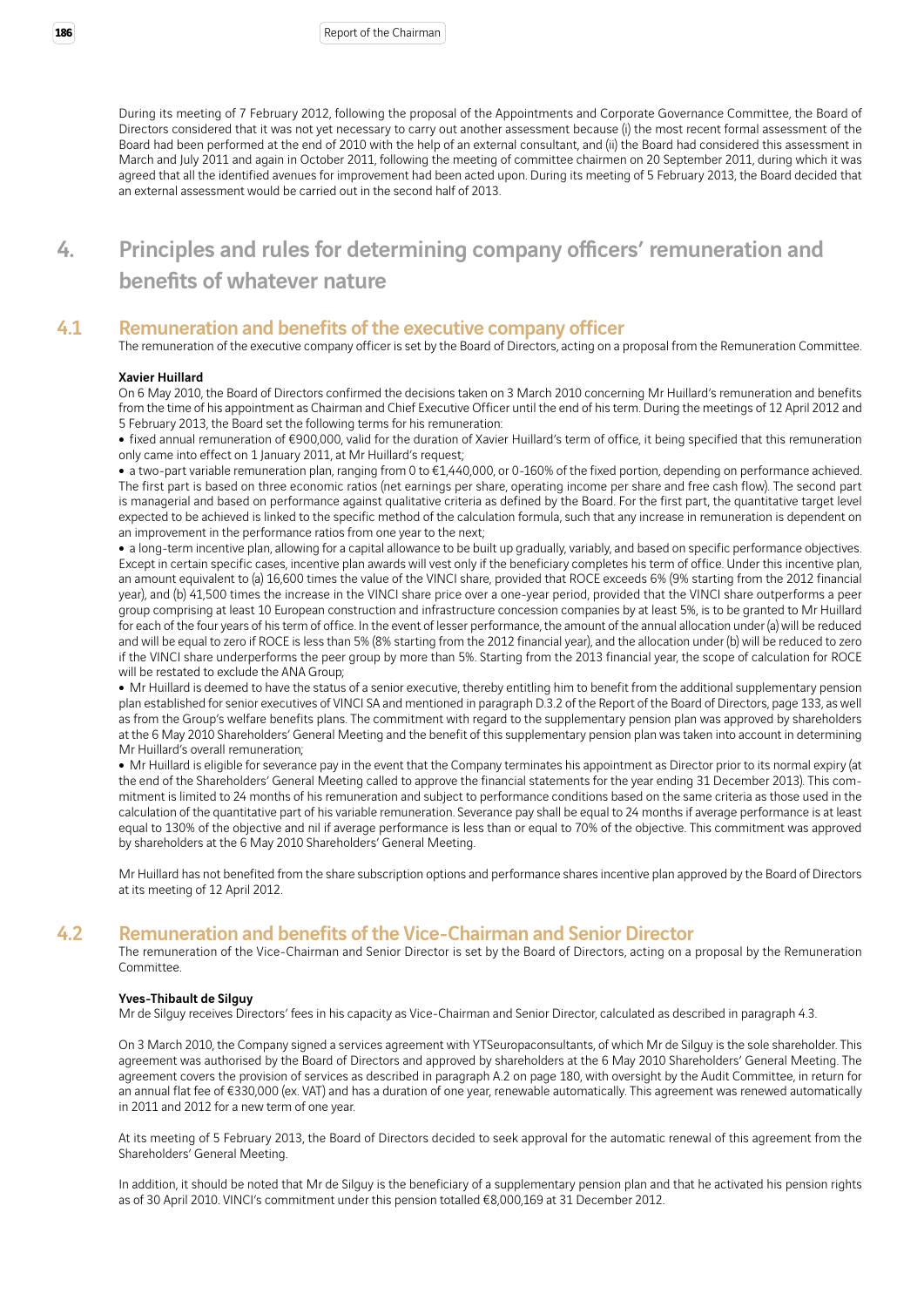During its meeting of 7 February 2012, following the proposal of the Appointments and Corporate Governance Committee, the Board of Directors considered that it was not yet necessary to carry out another assessment because (i) the most recent formal assessment of the Board had been performed at the end of 2010 with the help of an external consultant, and (ii) the Board had considered this assessment in March and July 2011 and again in October 2011, following the meeting of committee chairmen on 20 September 2011, during which it was agreed that all the identified avenues for improvement had been acted upon. During its meeting of 5 February 2013, the Board decided that an external assessment would be carried out in the second half of 2013.

# 4. Principles and rules for determining company officers' remuneration and benefits of whatever nature

## 4.1 Remuneration and benefits of the executive company officer

The remuneration of the executive company officer is set by the Board of Directors, acting on a proposal from the Remuneration Committee.

**Xavier Huillard**

On 6 May 2010, the Board of Directors confirmed the decisions taken on 3 March 2010 concerning Mr Huillard's remuneration and benefits from the time of his appointment as Chairman and Chief Executive Officer until the end of his term. During the meetings of 12 April 2012 and 5 February 2013, the Board set the following terms for his remuneration:

- fixed annual remuneration of €900,000, valid for the duration of Xavier Huillard's term of office, it being specified that this remuneration only came into effect on 1 January 2011, at Mr Huillard's request;
- a two-part variable remuneration plan, ranging from 0 to €1,440,000, or 0-160% of the fixed portion, depending on performance achieved. The first part is based on three economic ratios (net earnings per share, operating income per share and free cash flow). The second part is managerial and based on performance against qualitative criteria as defined by the Board. For the first part, the quantitative target level expected to be achieved is linked to the specific method of the calculation formula, such that any increase in remuneration is dependent on an improvement in the performance ratios from one year to the next;
- a long-term incentive plan, allowing for a capital allowance to be built up gradually, variably, and based on specific performance objectives. Except in certain specific cases, incentive plan awards will vest only if the beneficiary completes his term of office. Under this incentive plan, an amount equivalent to (a) 16,600 times the value of the VINCI share, provided that ROCE exceeds 6% (9% starting from the 2012 financial year), and (b) 41,500 times the increase in the VINCI share price over a one-year period, provided that the VINCI share outperforms a peer group comprising at least 10 European construction and infrastructure concession companies by at least 5%, is to be granted to Mr Huillard for each of the four years of his term of office. In the event of lesser performance, the amount of the annual allocation under (a) will be reduced and will be equal to zero if ROCE is less than 5% (8% starting from the 2012 financial year), and the allocation under (b) will be reduced to zero if the VINCI share underperforms the peer group by more than 5%. Starting from the 2013 financial year, the scope of calculation for ROCE will be restated to exclude the ANA Group;
- Mr Huillard is deemed to have the status of a senior executive, thereby entitling him to benefit from the additional supplementary pension plan established for senior executives of VINCI SA and mentioned in paragraph D.3.2 of the Report of the Board of Directors, page 133, as well as from the Group's welfare benefits plans. The commitment with regard to the supplementary pension plan was approved by shareholders at the 6 May 2010 Shareholders' General Meeting and the benefit of this supplementary pension plan was taken into account in determining Mr Huillard's overall remuneration;
- Mr Huillard is eligible for severance pay in the event that the Company terminates his appointment as Director prior to its normal expiry (at the end of the Shareholders' General Meeting called to approve the financial statements for the year ending 31 December 2013). This commitment is limited to 24 months of his remuneration and subject to performance conditions based on the same criteria as those used in the calculation of the quantitative part of his variable remuneration. Severance pay shall be equal to 24 months if average performance is at least equal to 130% of the objective and nil if average performance is less than or equal to 70% of the objective. This commitment was approved by shareholders at the 6 May 2010 Shareholders' General Meeting.

Mr Huillard has not benefited from the share subscription options and performance shares incentive plan approved by the Board of Directors at its meeting of 12 April 2012.

## 4.2 Remuneration and benefits of the Vice-Chairman and Senior Director

The remuneration of the Vice-Chairman and Senior Director is set by the Board of Directors, acting on a proposal by the Remuneration Committee.

**Yves-Thibault de Silguy**

Mr de Silguy receives Directors' fees in his capacity as Vice-Chairman and Senior Director, calculated as described in paragraph 4.3.

On 3 March 2010, the Company signed a services agreement with YTSeuropaconsultants, of which Mr de Silguy is the sole shareholder. This agreement was authorised by the Board of Directors and approved by shareholders at the 6 May 2010 Shareholders' General Meeting. The agreement covers the provision of services as described in paragraph A.2 on page 180, with oversight by the Audit Committee, in return for an annual flat fee of €330,000 (ex. VAT) and has a duration of one year, renewable automatically. This agreement was renewed automatically in 2011 and 2012 for a new term of one year.

At its meeting of 5 February 2013, the Board of Directors decided to seek approval for the automatic renewal of this agreement from the Shareholders' General Meeting.

In addition, it should be noted that Mr de Silguy is the beneficiary of a supplementary pension plan and that he activated his pension rights as of 30 April 2010. VINCI's commitment under this pension totalled €8,000,169 at 31 December 2012.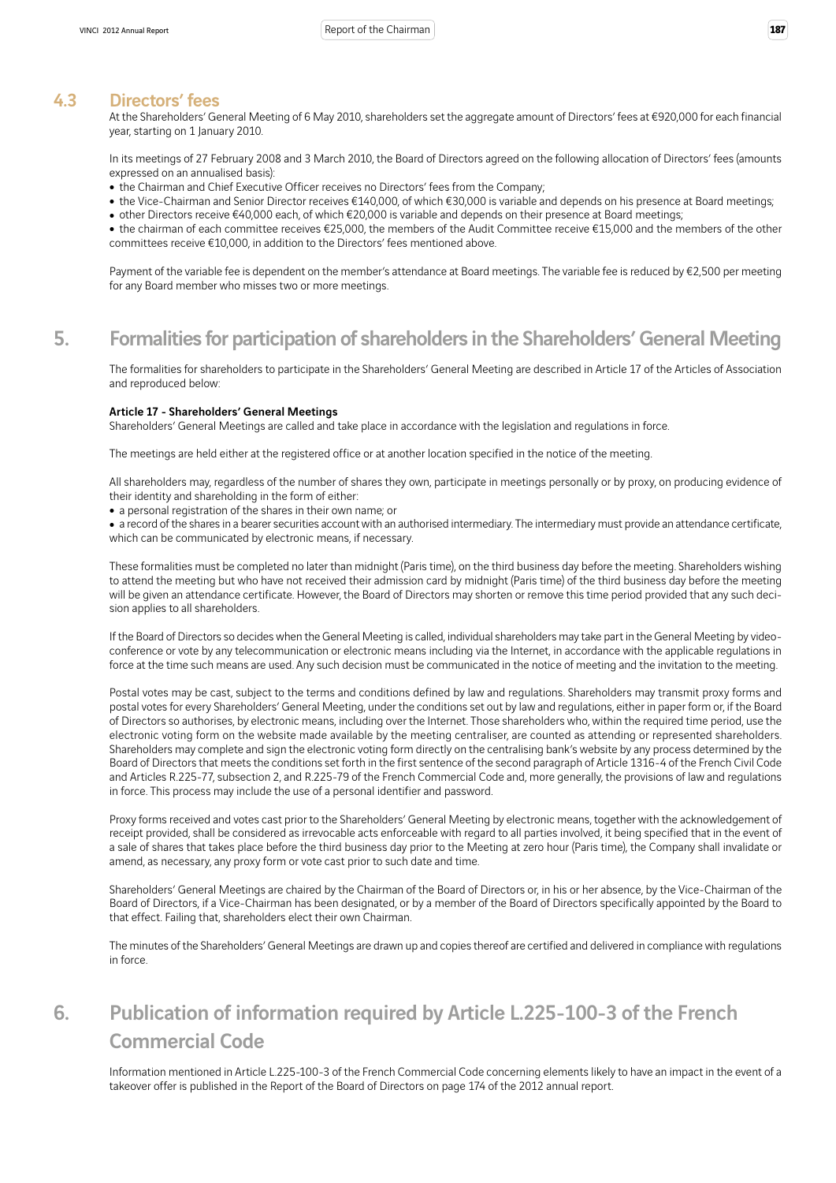### 4.3 Directors' fees

At the Shareholders' General Meeting of 6 May 2010, shareholders set the aggregate amount of Directors' fees at €920,000 for each financial year, starting on 1 January 2010.

In its meetings of 27 February 2008 and 3 March 2010, the Board of Directors agreed on the following allocation of Directors' fees (amounts expressed on an annualised basis):

- the Chairman and Chief Executive Officer receives no Directors' fees from the Company;
- the Vice-Chairman and Senior Director receives €140,000, of which €30,000 is variable and depends on his presence at Board meetings;
- other Directors receive €40,000 each, of which €20,000 is variable and depends on their presence at Board meetings;
- the chairman of each committee receives €25,000, the members of the Audit Committee receive €15,000 and the members of the other committees receive €10,000, in addition to the Directors' fees mentioned above.

Payment of the variable fee is dependent on the member's attendance at Board meetings. The variable fee is reduced by €2,500 per meeting for any Board member who misses two or more meetings.

## 5. Formalities for participation of shareholders in the Shareholders' General Meeting

The formalities for shareholders to participate in the Shareholders' General Meeting are described in Article 17 of the Articles of Association and reproduced below:

**Article 17 - Shareholders' General Meetings**

Shareholders' General Meetings are called and take place in accordance with the legislation and regulations in force.

The meetings are held either at the registered office or at another location specified in the notice of the meeting.

All shareholders may, regardless of the number of shares they own, participate in meetings personally or by proxy, on producing evidence of their identity and shareholding in the form of either:

- a personal registration of the shares in their own name; or
- a record of the shares in a bearer securities account with an authorised intermediary. The intermediary must provide an attendance certificate, which can be communicated by electronic means, if necessary.

These formalities must be completed no later than midnight (Paris time), on the third business day before the meeting. Shareholders wishing to attend the meeting but who have not received their admission card by midnight (Paris time) of the third business day before the meeting will be given an attendance certificate. However, the Board of Directors may shorten or remove this time period provided that any such decision applies to all shareholders.

If the Board of Directors so decides when the General Meeting is called, individual shareholders may take part in the General Meeting by videoconference or vote by any telecommunication or electronic means including via the Internet, in accordance with the applicable regulations in force at the time such means are used. Any such decision must be communicated in the notice of meeting and the invitation to the meeting.

Postal votes may be cast, subject to the terms and conditions defined by law and regulations. Shareholders may transmit proxy forms and postal votes for every Shareholders' General Meeting, under the conditions set out by law and regulations, either in paper form or, if the Board of Directors so authorises, by electronic means, including over the Internet. Those shareholders who, within the required time period, use the electronic voting form on the website made available by the meeting centraliser, are counted as attending or represented shareholders. Shareholders may complete and sign the electronic voting form directly on the centralising bank's website by any process determined by the Board of Directors that meets the conditions set forth in the first sentence of the second paragraph of Article 1316-4 of the French Civil Code and Articles R.225-77, subsection 2, and R.225-79 of the French Commercial Code and, more generally, the provisions of law and regulations in force. This process may include the use of a personal identifier and password.

Proxy forms received and votes cast prior to the Shareholders' General Meeting by electronic means, together with the acknowledgement of receipt provided, shall be considered as irrevocable acts enforceable with regard to all parties involved, it being specified that in the event of a sale of shares that takes place before the third business day prior to the Meeting at zero hour (Paris time), the Company shall invalidate or amend, as necessary, any proxy form or vote cast prior to such date and time.

Shareholders' General Meetings are chaired by the Chairman of the Board of Directors or, in his or her absence, by the Vice-Chairman of the Board of Directors, if a Vice-Chairman has been designated, or by a member of the Board of Directors specifically appointed by the Board to that effect. Failing that, shareholders elect their own Chairman.

The minutes of the Shareholders' General Meetings are drawn up and copies thereof are certified and delivered in compliance with regulations in force.

## 6. Publication of information required by Article L.225-100-3 of the French Commercial Code

Information mentioned in Article L.225-100-3 of the French Commercial Code concerning elements likely to have an impact in the event of a takeover offer is published in the Report of the Board of Directors on page 174 of the 2012 annual report.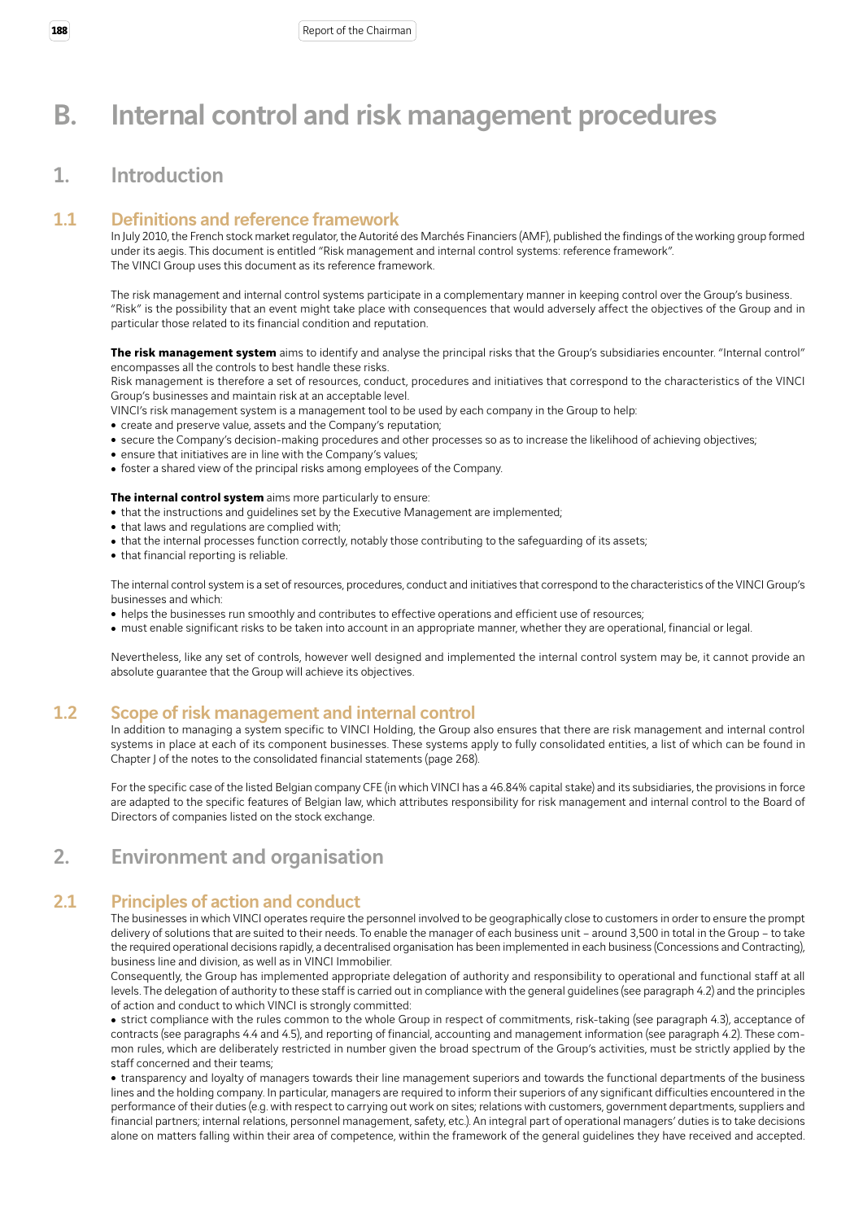# B. Internal control and risk management procedures

## 1. Introduction

### 1.1 Definitions and reference framework

In July 2010, the French stock market regulator, the Autorité des Marchés Financiers (AMF), published the findings of the working group formed under its aegis. This document is entitled "Risk management and internal control systems: reference framework".
The VINCI Group uses this document as its reference framework.

The risk management and internal control systems participate in a complementary manner in keeping control over the Group's business. "Risk" is the possibility that an event might take place with consequences that would adversely affect the objectives of the Group and in particular those related to its financial condition and reputation.

**The risk management system** aims to identify and analyse the principal risks that the Group's subsidiaries encounter. "Internal control" encompasses all the controls to best handle these risks.
Risk management is therefore a set of resources, conduct, procedures and initiatives that correspond to the characteristics of the VINCI Group's businesses and maintain risk at an acceptable level.
VINCI's risk management system is a management tool to be used by each company in the Group to help:

- create and preserve value, assets and the Company's reputation;
- secure the Company's decision-making procedures and other processes so as to increase the likelihood of achieving objectives;
- ensure that initiatives are in line with the Company's values;
- foster a shared view of the principal risks among employees of the Company.

**The internal control system** aims more particularly to ensure:

- that the instructions and guidelines set by the Executive Management are implemented;
- that laws and regulations are complied with;
- that the internal processes function correctly, notably those contributing to the safeguarding of its assets;
- that financial reporting is reliable.

The internal control system is a set of resources, procedures, conduct and initiatives that correspond to the characteristics of the VINCI Group's businesses and which:

- helps the businesses run smoothly and contributes to effective operations and efficient use of resources;
- must enable significant risks to be taken into account in an appropriate manner, whether they are operational, financial or legal.

Nevertheless, like any set of controls, however well designed and implemented the internal control system may be, it cannot provide an absolute guarantee that the Group will achieve its objectives.

### 1.2 Scope of risk management and internal control

In addition to managing a system specific to VINCI Holding, the Group also ensures that there are risk management and internal control systems in place at each of its component businesses. These systems apply to fully consolidated entities, a list of which can be found in Chapter J of the notes to the consolidated financial statements (page 268).

For the specific case of the listed Belgian company CFE (in which VINCI has a 46.84% capital stake) and its subsidiaries, the provisions in force are adapted to the specific features of Belgian law, which attributes responsibility for risk management and internal control to the Board of Directors of companies listed on the stock exchange.

## 2. Environment and organisation

### 2.1 Principles of action and conduct

The businesses in which VINCI operates require the personnel involved to be geographically close to customers in order to ensure the prompt delivery of solutions that are suited to their needs. To enable the manager of each business unit – around 3,500 in total in the Group – to take the required operational decisions rapidly, a decentralised organisation has been implemented in each business (Concessions and Contracting), business line and division, as well as in VINCI Immobilier.
Consequently, the Group has implemented appropriate delegation of authority and responsibility to operational and functional staff at all levels. The delegation of authority to these staff is carried out in compliance with the general guidelines (see paragraph 4.2) and the principles of action and conduct to which VINCI is strongly committed:

- strict compliance with the rules common to the whole Group in respect of commitments, risk-taking (see paragraph 4.3), acceptance of contracts (see paragraphs 4.4 and 4.5), and reporting of financial, accounting and management information (see paragraph 4.2). These common rules, which are deliberately restricted in number given the broad spectrum of the Group's activities, must be strictly applied by the staff concerned and their teams;
- transparency and loyalty of managers towards their line management superiors and towards the functional departments of the business lines and the holding company. In particular, managers are required to inform their superiors of any significant difficulties encountered in the performance of their duties (e.g. with respect to carrying out work on sites; relations with customers, government departments, suppliers and financial partners; internal relations, personnel management, safety, etc.). An integral part of operational managers' duties is to take decisions alone on matters falling within their area of competence, within the framework of the general guidelines they have received and accepted.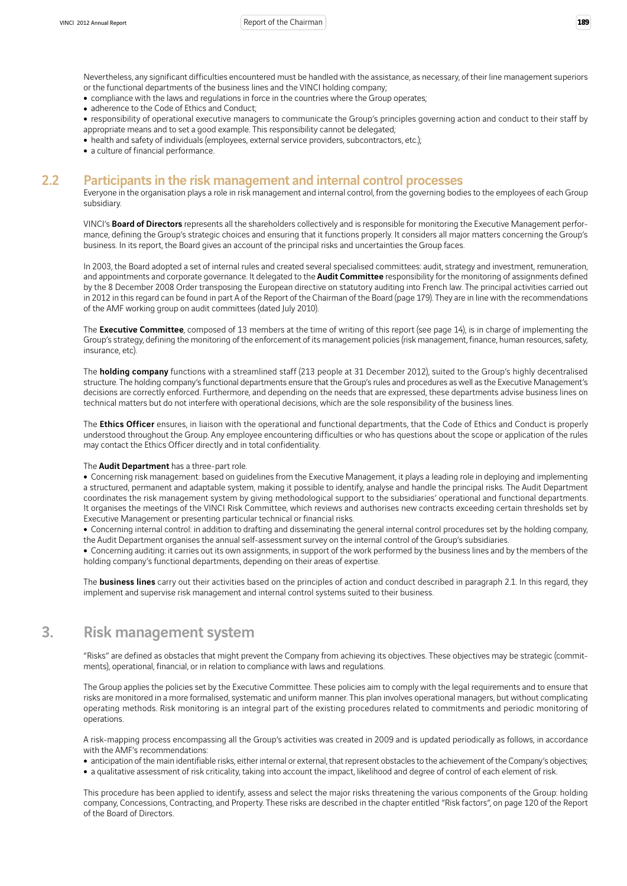Nevertheless, any significant difficulties encountered must be handled with the assistance, as necessary, of their line management superiors or the functional departments of the business lines and the VINCI holding company;

- compliance with the laws and regulations in force in the countries where the Group operates;
- adherence to the Code of Ethics and Conduct;
- responsibility of operational executive managers to communicate the Group's principles governing action and conduct to their staff by appropriate means and to set a good example. This responsibility cannot be delegated;
- health and safety of individuals (employees, external service providers, subcontractors, etc.);
- a culture of financial performance.

## 2.2 Participants in the risk management and internal control processes

Everyone in the organisation plays a role in risk management and internal control, from the governing bodies to the employees of each Group subsidiary.

VINCI's **Board of Directors** represents all the shareholders collectively and is responsible for monitoring the Executive Management performance, defining the Group's strategic choices and ensuring that it functions properly. It considers all major matters concerning the Group's business. In its report, the Board gives an account of the principal risks and uncertainties the Group faces.

In 2003, the Board adopted a set of internal rules and created several specialised committees: audit, strategy and investment, remuneration, and appointments and corporate governance. It delegated to the **Audit Committee** responsibility for the monitoring of assignments defined by the 8 December 2008 Order transposing the European directive on statutory auditing into French law. The principal activities carried out in 2012 in this regard can be found in part A of the Report of the Chairman of the Board (page 179). They are in line with the recommendations of the AMF working group on audit committees (dated July 2010).

The **Executive Committee**, composed of 13 members at the time of writing of this report (see page 14), is in charge of implementing the Group's strategy, defining the monitoring of the enforcement of its management policies (risk management, finance, human resources, safety, insurance, etc).

The **holding company** functions with a streamlined staff (213 people at 31 December 2012), suited to the Group's highly decentralised structure. The holding company's functional departments ensure that the Group's rules and procedures as well as the Executive Management's decisions are correctly enforced. Furthermore, and depending on the needs that are expressed, these departments advise business lines on technical matters but do not interfere with operational decisions, which are the sole responsibility of the business lines.

The **Ethics Officer** ensures, in liaison with the operational and functional departments, that the Code of Ethics and Conduct is properly understood throughout the Group. Any employee encountering difficulties or who has questions about the scope or application of the rules may contact the Ethics Officer directly and in total confidentiality.

The **Audit Department** has a three-part role.

- Concerning risk management: based on guidelines from the Executive Management, it plays a leading role in deploying and implementing a structured, permanent and adaptable system, making it possible to identify, analyse and handle the principal risks. The Audit Department coordinates the risk management system by giving methodological support to the subsidiaries' operational and functional departments. It organises the meetings of the VINCI Risk Committee, which reviews and authorises new contracts exceeding certain thresholds set by Executive Management or presenting particular technical or financial risks.
- Concerning internal control: in addition to drafting and disseminating the general internal control procedures set by the holding company, the Audit Department organises the annual self-assessment survey on the internal control of the Group's subsidiaries.
- Concerning auditing: it carries out its own assignments, in support of the work performed by the business lines and by the members of the holding company's functional departments, depending on their areas of expertise.

The **business lines** carry out their activities based on the principles of action and conduct described in paragraph 2.1. In this regard, they implement and supervise risk management and internal control systems suited to their business.

# 3. Risk management system

"Risks" are defined as obstacles that might prevent the Company from achieving its objectives. These objectives may be strategic (commitments), operational, financial, or in relation to compliance with laws and regulations.

The Group applies the policies set by the Executive Committee. These policies aim to comply with the legal requirements and to ensure that risks are monitored in a more formalised, systematic and uniform manner. This plan involves operational managers, but without complicating operating methods. Risk monitoring is an integral part of the existing procedures related to commitments and periodic monitoring of operations.

A risk-mapping process encompassing all the Group's activities was created in 2009 and is updated periodically as follows, in accordance with the AMF's recommendations:

- anticipation of the main identifiable risks, either internal or external, that represent obstacles to the achievement of the Company's objectives;
- a qualitative assessment of risk criticality, taking into account the impact, likelihood and degree of control of each element of risk.

This procedure has been applied to identify, assess and select the major risks threatening the various components of the Group: holding company, Concessions, Contracting, and Property. These risks are described in the chapter entitled "Risk factors", on page 120 of the Report of the Board of Directors.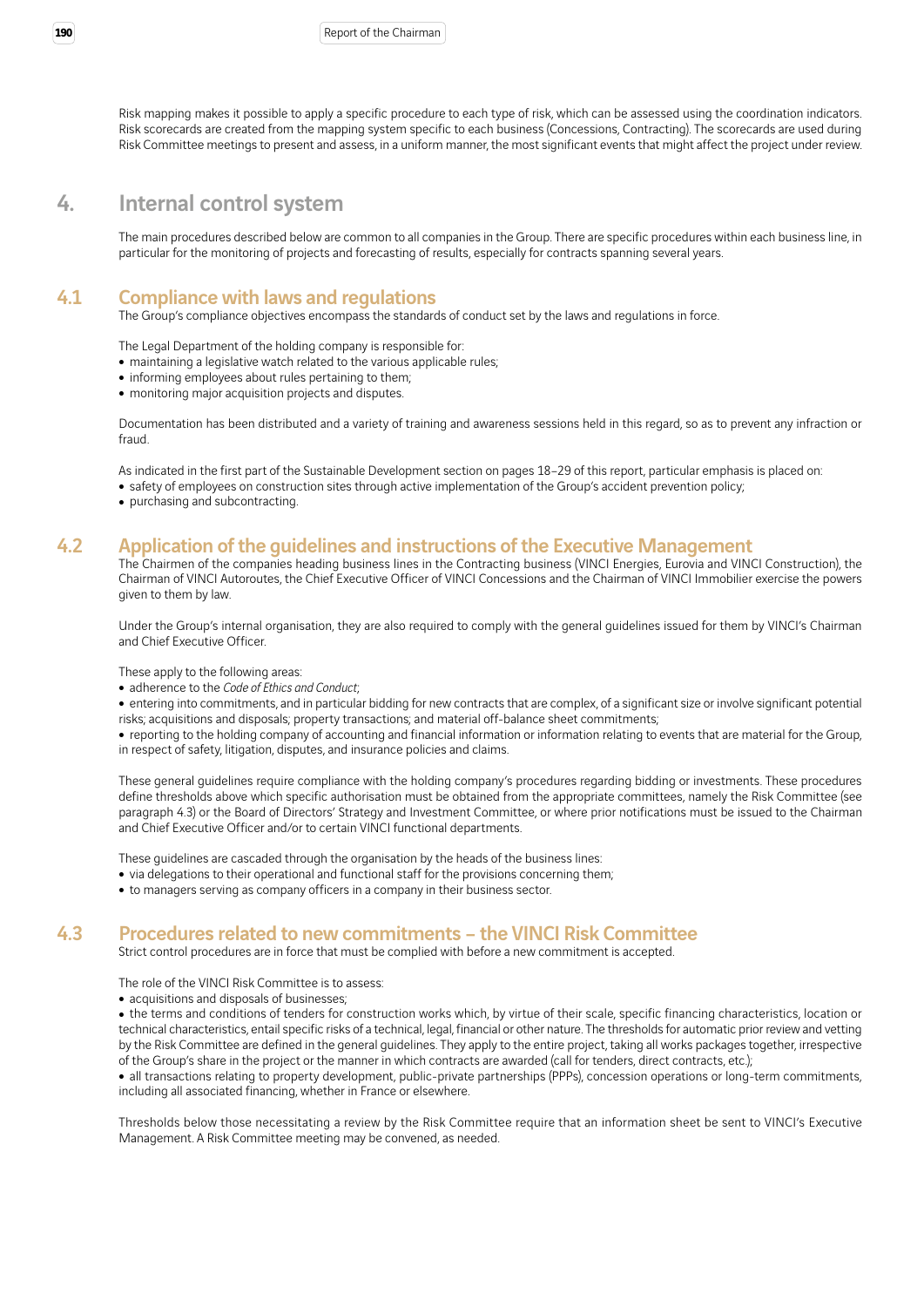Risk mapping makes it possible to apply a specific procedure to each type of risk, which can be assessed using the coordination indicators. Risk scorecards are created from the mapping system specific to each business (Concessions, Contracting). The scorecards are used during Risk Committee meetings to present and assess, in a uniform manner, the most significant events that might affect the project under review.

## 4. Internal control system

The main procedures described below are common to all companies in the Group. There are specific procedures within each business line, in particular for the monitoring of projects and forecasting of results, especially for contracts spanning several years.

### 4.1 Compliance with laws and regulations

The Group's compliance objectives encompass the standards of conduct set by the laws and regulations in force.

The Legal Department of the holding company is responsible for:

- maintaining a legislative watch related to the various applicable rules;
- informing employees about rules pertaining to them;
- monitoring major acquisition projects and disputes.

Documentation has been distributed and a variety of training and awareness sessions held in this regard, so as to prevent any infraction or fraud.

As indicated in the first part of the Sustainable Development section on pages 18–29 of this report, particular emphasis is placed on:

- safety of employees on construction sites through active implementation of the Group's accident prevention policy;
- purchasing and subcontracting.

### 4.2 Application of the guidelines and instructions of the Executive Management

The Chairmen of the companies heading business lines in the Contracting business (VINCI Energies, Eurovia and VINCI Construction), the Chairman of VINCI Autoroutes, the Chief Executive Officer of VINCI Concessions and the Chairman of VINCI Immobilier exercise the powers given to them by law.

Under the Group's internal organisation, they are also required to comply with the general guidelines issued for them by VINCI's Chairman and Chief Executive Officer.

These apply to the following areas:

- adherence to the *Code of Ethics and Conduct*;
- entering into commitments, and in particular bidding for new contracts that are complex, of a significant size or involve significant potential risks; acquisitions and disposals; property transactions; and material off-balance sheet commitments;
- reporting to the holding company of accounting and financial information or information relating to events that are material for the Group, in respect of safety, litigation, disputes, and insurance policies and claims.

These general guidelines require compliance with the holding company's procedures regarding bidding or investments. These procedures define thresholds above which specific authorisation must be obtained from the appropriate committees, namely the Risk Committee (see paragraph 4.3) or the Board of Directors' Strategy and Investment Committee, or where prior notifications must be issued to the Chairman and Chief Executive Officer and/or to certain VINCI functional departments.

These guidelines are cascaded through the organisation by the heads of the business lines:

- via delegations to their operational and functional staff for the provisions concerning them;
- to managers serving as company officers in a company in their business sector.

### 4.3 Procedures related to new commitments – the VINCI Risk Committee

Strict control procedures are in force that must be complied with before a new commitment is accepted.

The role of the VINCI Risk Committee is to assess:

- acquisitions and disposals of businesses;
- the terms and conditions of tenders for construction works which, by virtue of their scale, specific financing characteristics, location or technical characteristics, entail specific risks of a technical, legal, financial or other nature. The thresholds for automatic prior review and vetting by the Risk Committee are defined in the general guidelines. They apply to the entire project, taking all works packages together, irrespective of the Group's share in the project or the manner in which contracts are awarded (call for tenders, direct contracts, etc.);
- all transactions relating to property development, public-private partnerships (PPPs), concession operations or long-term commitments, including all associated financing, whether in France or elsewhere.

Thresholds below those necessitating a review by the Risk Committee require that an information sheet be sent to VINCI's Executive Management. A Risk Committee meeting may be convened, as needed.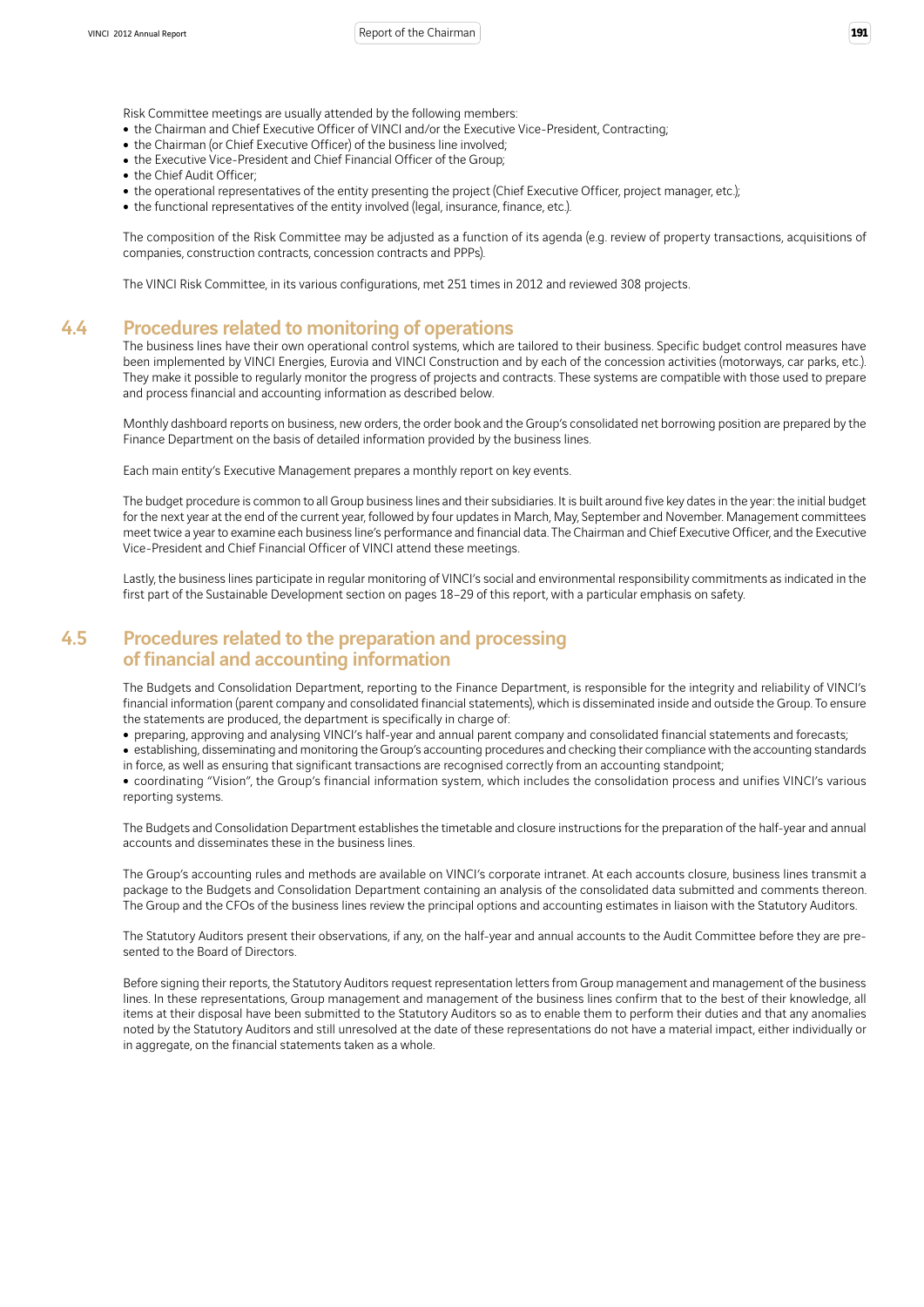Risk Committee meetings are usually attended by the following members:

- the Chairman and Chief Executive Officer of VINCI and/or the Executive Vice-President, Contracting;
- the Chairman (or Chief Executive Officer) of the business line involved;
- the Executive Vice-President and Chief Financial Officer of the Group;
- the Chief Audit Officer;
- the operational representatives of the entity presenting the project (Chief Executive Officer, project manager, etc.);
- the functional representatives of the entity involved (legal, insurance, finance, etc.).

The composition of the Risk Committee may be adjusted as a function of its agenda (e.g. review of property transactions, acquisitions of companies, construction contracts, concession contracts and PPPs).

The VINCI Risk Committee, in its various configurations, met 251 times in 2012 and reviewed 308 projects.

## 4.4 Procedures related to monitoring of operations

The business lines have their own operational control systems, which are tailored to their business. Specific budget control measures have been implemented by VINCI Energies, Eurovia and VINCI Construction and by each of the concession activities (motorways, car parks, etc.). They make it possible to regularly monitor the progress of projects and contracts. These systems are compatible with those used to prepare and process financial and accounting information as described below.

Monthly dashboard reports on business, new orders, the order book and the Group's consolidated net borrowing position are prepared by the Finance Department on the basis of detailed information provided by the business lines.

Each main entity's Executive Management prepares a monthly report on key events.

The budget procedure is common to all Group business lines and their subsidiaries. It is built around five key dates in the year: the initial budget for the next year at the end of the current year, followed by four updates in March, May, September and November. Management committees meet twice a year to examine each business line's performance and financial data. The Chairman and Chief Executive Officer, and the Executive Vice-President and Chief Financial Officer of VINCI attend these meetings.

Lastly, the business lines participate in regular monitoring of VINCI's social and environmental responsibility commitments as indicated in the first part of the Sustainable Development section on pages 18–29 of this report, with a particular emphasis on safety.

## 4.5 Procedures related to the preparation and processing of financial and accounting information

The Budgets and Consolidation Department, reporting to the Finance Department, is responsible for the integrity and reliability of VINCI's financial information (parent company and consolidated financial statements), which is disseminated inside and outside the Group. To ensure the statements are produced, the department is specifically in charge of:

- preparing, approving and analysing VINCI's half-year and annual parent company and consolidated financial statements and forecasts;
- establishing, disseminating and monitoring the Group's accounting procedures and checking their compliance with the accounting standards in force, as well as ensuring that significant transactions are recognised correctly from an accounting standpoint;
- coordinating "Vision", the Group's financial information system, which includes the consolidation process and unifies VINCI's various reporting systems.

The Budgets and Consolidation Department establishes the timetable and closure instructions for the preparation of the half-year and annual accounts and disseminates these in the business lines.

The Group's accounting rules and methods are available on VINCI's corporate intranet. At each accounts closure, business lines transmit a package to the Budgets and Consolidation Department containing an analysis of the consolidated data submitted and comments thereon. The Group and the CFOs of the business lines review the principal options and accounting estimates in liaison with the Statutory Auditors.

The Statutory Auditors present their observations, if any, on the half-year and annual accounts to the Audit Committee before they are presented to the Board of Directors.

Before signing their reports, the Statutory Auditors request representation letters from Group management and management of the business lines. In these representations, Group management and management of the business lines confirm that to the best of their knowledge, all items at their disposal have been submitted to the Statutory Auditors so as to enable them to perform their duties and that any anomalies noted by the Statutory Auditors and still unresolved at the date of these representations do not have a material impact, either individually or in aggregate, on the financial statements taken as a whole.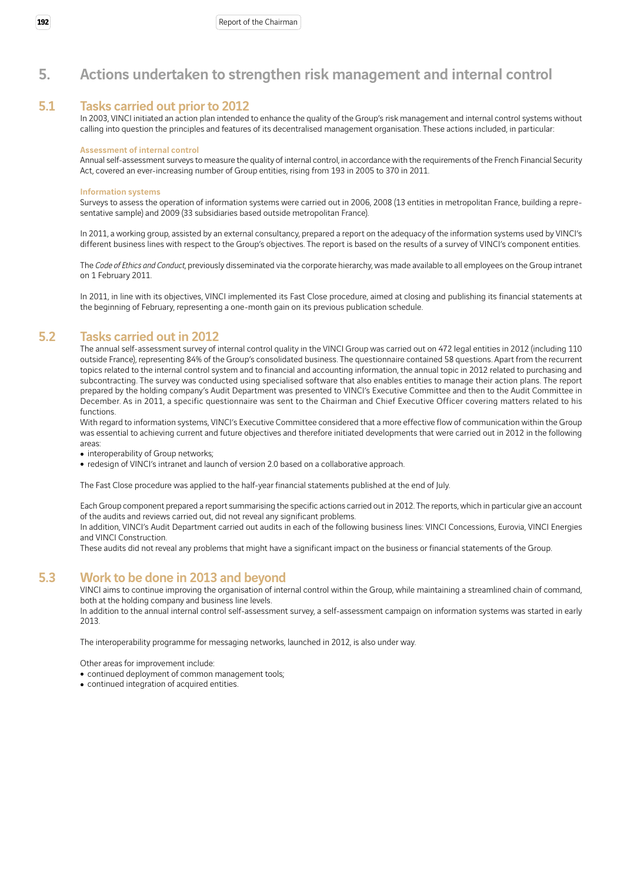## 5. Actions undertaken to strengthen risk management and internal control

### 5.1 Tasks carried out prior to 2012

In 2003, VINCI initiated an action plan intended to enhance the quality of the Group's risk management and internal control systems without calling into question the principles and features of its decentralised management organisation. These actions included, in particular:

#### Assessment of internal control

Annual self-assessment surveys to measure the quality of internal control, in accordance with the requirements of the French Financial Security Act, covered an ever-increasing number of Group entities, rising from 193 in 2005 to 370 in 2011.

#### Information systems

Surveys to assess the operation of information systems were carried out in 2006, 2008 (13 entities in metropolitan France, building a representative sample) and 2009 (33 subsidiaries based outside metropolitan France).

In 2011, a working group, assisted by an external consultancy, prepared a report on the adequacy of the information systems used by VINCI's different business lines with respect to the Group's objectives. The report is based on the results of a survey of VINCI's component entities.

The *Code of Ethics and Conduct*, previously disseminated via the corporate hierarchy, was made available to all employees on the Group intranet on 1 February 2011.

In 2011, in line with its objectives, VINCI implemented its Fast Close procedure, aimed at closing and publishing its financial statements at the beginning of February, representing a one-month gain on its previous publication schedule.

### 5.2 Tasks carried out in 2012

The annual self-assessment survey of internal control quality in the VINCI Group was carried out on 472 legal entities in 2012 (including 110 outside France), representing 84% of the Group's consolidated business. The questionnaire contained 58 questions. Apart from the recurrent topics related to the internal control system and to financial and accounting information, the annual topic in 2012 related to purchasing and subcontracting. The survey was conducted using specialised software that also enables entities to manage their action plans. The report prepared by the holding company's Audit Department was presented to VINCI's Executive Committee and then to the Audit Committee in December. As in 2011, a specific questionnaire was sent to the Chairman and Chief Executive Officer covering matters related to his functions.

With regard to information systems, VINCI's Executive Committee considered that a more effective flow of communication within the Group was essential to achieving current and future objectives and therefore initiated developments that were carried out in 2012 in the following areas:

- interoperability of Group networks;
- redesign of VINCI's intranet and launch of version 2.0 based on a collaborative approach.

The Fast Close procedure was applied to the half-year financial statements published at the end of July.

Each Group component prepared a report summarising the specific actions carried out in 2012. The reports, which in particular give an account of the audits and reviews carried out, did not reveal any significant problems.

In addition, VINCI's Audit Department carried out audits in each of the following business lines: VINCI Concessions, Eurovia, VINCI Energies and VINCI Construction.

These audits did not reveal any problems that might have a significant impact on the business or financial statements of the Group.

### 5.3 Work to be done in 2013 and beyond

VINCI aims to continue improving the organisation of internal control within the Group, while maintaining a streamlined chain of command, both at the holding company and business line levels.

In addition to the annual internal control self-assessment survey, a self-assessment campaign on information systems was started in early 2013.

The interoperability programme for messaging networks, launched in 2012, is also under way.

Other areas for improvement include:

- continued deployment of common management tools;
- continued integration of acquired entities.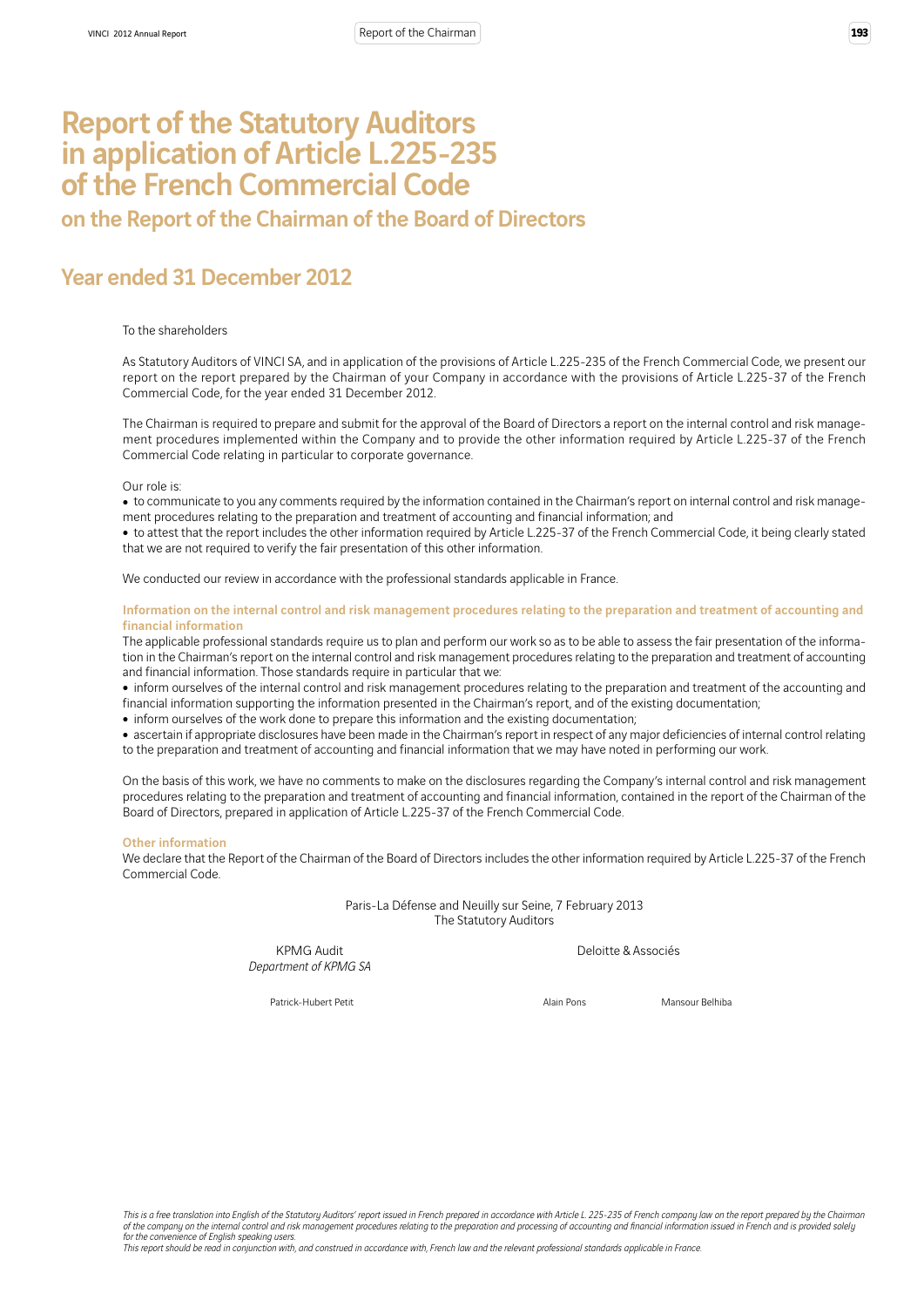# Report of the Statutory Auditors in application of Article L.225-235 of the French Commercial Code

## on the Report of the Chairman of the Board of Directors

## Year ended 31 December 2012

To the shareholders

As Statutory Auditors of VINCI SA, and in application of the provisions of Article L.225-235 of the French Commercial Code, we present our report on the report prepared by the Chairman of your Company in accordance with the provisions of Article L.225-37 of the French Commercial Code, for the year ended 31 December 2012.

The Chairman is required to prepare and submit for the approval of the Board of Directors a report on the internal control and risk management procedures implemented within the Company and to provide the other information required by Article L.225-37 of the French Commercial Code relating in particular to corporate governance.

Our role is:

- to communicate to you any comments required by the information contained in the Chairman's report on internal control and risk management procedures relating to the preparation and treatment of accounting and financial information; and
- to attest that the report includes the other information required by Article L.225-37 of the French Commercial Code, it being clearly stated that we are not required to verify the fair presentation of this other information.

We conducted our review in accordance with the professional standards applicable in France.

### Information on the internal control and risk management procedures relating to the preparation and treatment of accounting and financial information

The applicable professional standards require us to plan and perform our work so as to be able to assess the fair presentation of the information in the Chairman's report on the internal control and risk management procedures relating to the preparation and treatment of accounting and financial information. Those standards require in particular that we:

- inform ourselves of the internal control and risk management procedures relating to the preparation and treatment of the accounting and financial information supporting the information presented in the Chairman's report, and of the existing documentation;
- inform ourselves of the work done to prepare this information and the existing documentation;
- ascertain if appropriate disclosures have been made in the Chairman's report in respect of any major deficiencies of internal control relating to the preparation and treatment of accounting and financial information that we may have noted in performing our work.

On the basis of this work, we have no comments to make on the disclosures regarding the Company's internal control and risk management procedures relating to the preparation and treatment of accounting and financial information, contained in the report of the Chairman of the Board of Directors, prepared in application of Article L.225-37 of the French Commercial Code.

### Other information

We declare that the Report of the Chairman of the Board of Directors includes the other information required by Article L.225-37 of the French Commercial Code.

Paris-La Défense and Neuilly sur Seine, 7 February 2013
The Statutory Auditors

KPMG Audit
*Department of KPMG SA*

Patrick-Hubert Petit

Deloitte & Associés

Alain Pons

Mansour Belhiba

*This is a free translation into English of the Statutory Auditors' report issued in French prepared in accordance with Article L. 225-235 of French company law on the report prepared by the Chairman of the company on the internal control and risk management procedures relating to the preparation and processing of accounting and financial information issued in French and is provided solely for the convenience of English speaking users.*
*This report should be read in conjunction with, and construed in accordance with, French law and the relevant professional standards applicable in France.*